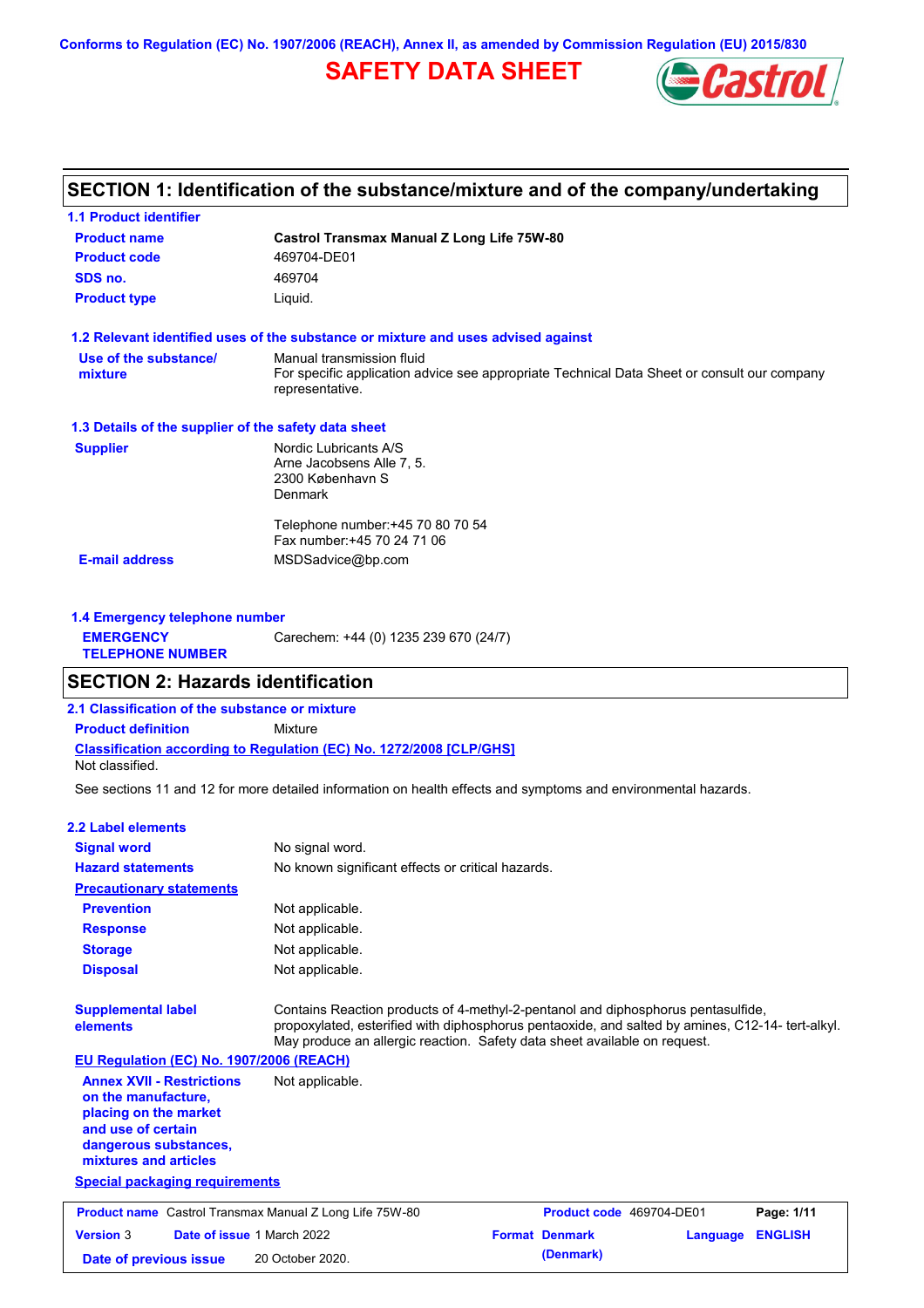Conforms to Regulation (EC) No. 1907/2006 (REACH), Annex II, as amended by Commission Regulation (EU) 2015/830

# SAFETY DATA SHEET

## SECTION 1: Identification of the substance/mixture and of the company/undertaking

### 1.1 Product identifier

| | |
|---|---|
| **Product name** | **Castrol Transmax Manual Z Long Life 75W-80** |
| **Product code** | 469704-DE01 |
| **SDS no.** | 469704 |
| **Product type** | Liquid. |

### 1.2 Relevant identified uses of the substance or mixture and uses advised against

| | |
|---|---|
| **Use of the substance/ mixture** | Manual transmission fluid<br>For specific application advice see appropriate Technical Data Sheet or consult our company representative. |

### 1.3 Details of the supplier of the safety data sheet

| | |
|---|---|
| **Supplier** | Nordic Lubricants A/S<br>Arne Jacobsens Alle 7, 5.<br>2300 København S<br>Denmark<br><br>Telephone number:+45 70 80 70 54<br>Fax number:+45 70 24 71 06 |
| **E-mail address** | MSDSadvice@bp.com |

### 1.4 Emergency telephone number

| | |
|---|---|
| **EMERGENCY TELEPHONE NUMBER** | Carechem: +44 (0) 1235 239 670 (24/7) |

## SECTION 2: Hazards identification

### 2.1 Classification of the substance or mixture

**Product definition** Mixture

**Classification according to Regulation (EC) No. 1272/2008 [CLP/GHS]**

Not classified.

See sections 11 and 12 for more detailed information on health effects and symptoms and environmental hazards.

### 2.2 Label elements

| | |
|---|---|
| **Signal word** | No signal word. |
| **Hazard statements** | No known significant effects or critical hazards. |
| **Precautionary statements** | |
| **Prevention** | Not applicable. |
| **Response** | Not applicable. |
| **Storage** | Not applicable. |
| **Disposal** | Not applicable. |
| **Supplemental label elements** | Contains Reaction products of 4-methyl-2-pentanol and diphosphorus pentasulfide, propoxylated, esterified with diphosphorus pentaoxide, and salted by amines, C12-14- tert-alkyl. May produce an allergic reaction. Safety data sheet available on request. |

**EU Regulation (EC) No. 1907/2006 (REACH)**

| | |
|---|---|
| **Annex XVII - Restrictions on the manufacture, placing on the market and use of certain dangerous substances, mixtures and articles** | Not applicable. |

**Special packaging requirements**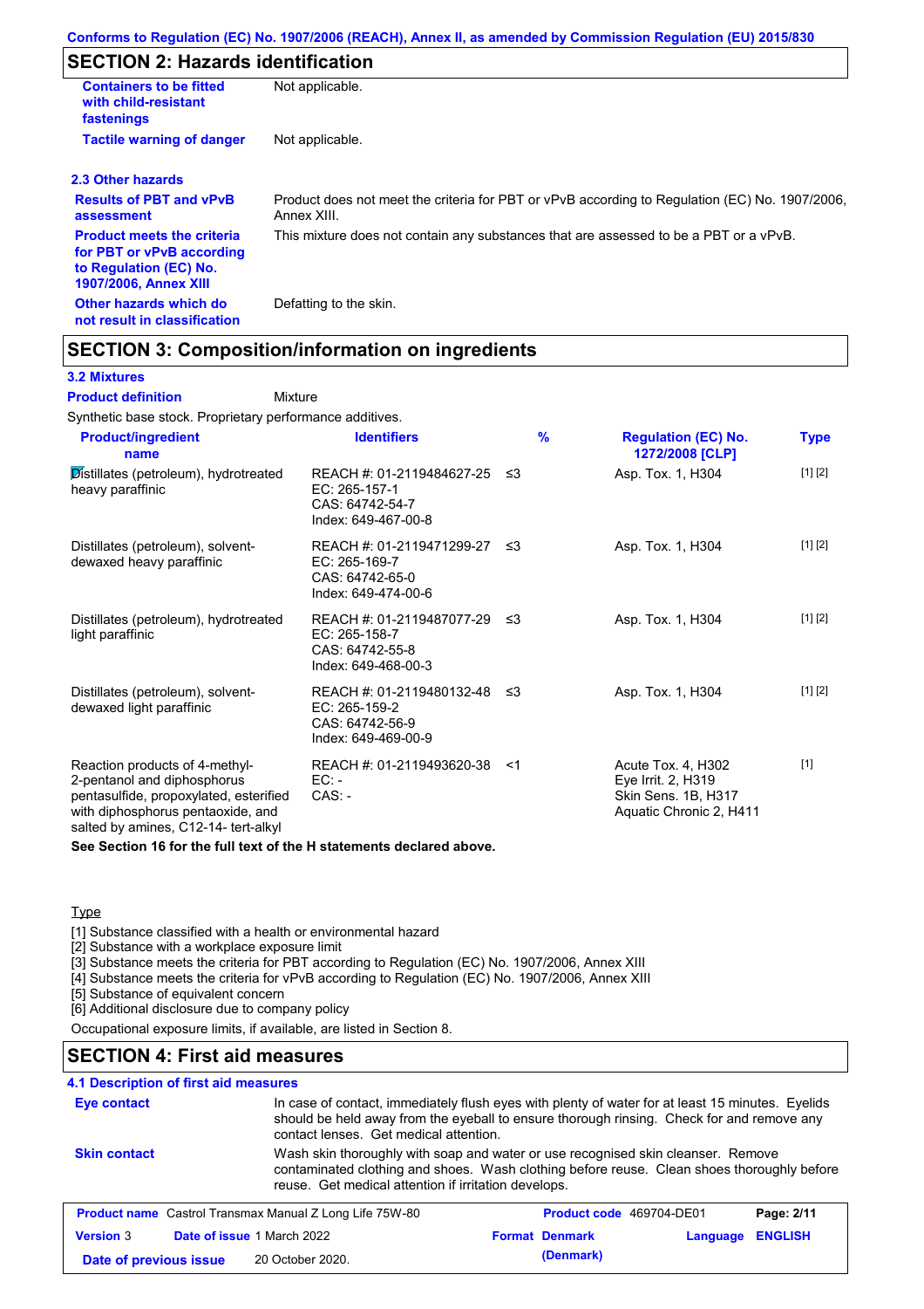## SECTION 2: Hazards identification

| | |
|---|---|
| **Containers to be fitted with child-resistant fastenings** | Not applicable. |
| **Tactile warning of danger** | Not applicable. |

### 2.3 Other hazards

| | |
|---|---|
| **Results of PBT and vPvB assessment** | Product does not meet the criteria for PBT or vPvB according to Regulation (EC) No. 1907/2006, Annex XIII. |
| **Product meets the criteria for PBT or vPvB according to Regulation (EC) No. 1907/2006, Annex XIII** | This mixture does not contain any substances that are assessed to be a PBT or a vPvB. |
| **Other hazards which do not result in classification** | Defatting to the skin. |

## SECTION 3: Composition/information on ingredients

### 3.2 Mixtures

**Product definition** Mixture

Synthetic base stock. Proprietary performance additives.

| Product/ingredient name | Identifiers | % | Regulation (EC) No. 1272/2008 [CLP] | Type |
|---|---|---|---|---|
| Distillates (petroleum), hydrotreated heavy paraffinic | REACH #: 01-2119484627-25<br>EC: 265-157-1<br>CAS: 64742-54-7<br>Index: 649-467-00-8 | ≤3 | Asp. Tox. 1, H304 | [1] [2] |
| Distillates (petroleum), solvent-dewaxed heavy paraffinic | REACH #: 01-2119471299-27<br>EC: 265-169-7<br>CAS: 64742-65-0<br>Index: 649-474-00-6 | ≤3 | Asp. Tox. 1, H304 | [1] [2] |
| Distillates (petroleum), hydrotreated light paraffinic | REACH #: 01-2119487077-29<br>EC: 265-158-7<br>CAS: 64742-55-8<br>Index: 649-468-00-3 | ≤3 | Asp. Tox. 1, H304 | [1] [2] |
| Distillates (petroleum), solvent-dewaxed light paraffinic | REACH #: 01-2119480132-48<br>EC: 265-159-2<br>CAS: 64742-56-9<br>Index: 649-469-00-9 | ≤3 | Asp. Tox. 1, H304 | [1] [2] |
| Reaction products of 4-methyl-2-pentanol and diphosphorus pentasulfide, propoxylated, esterified with diphosphorus pentaoxide, and salted by amines, C12-14- tert-alkyl | REACH #: 01-2119493620-38<br>EC: -<br>CAS: - | <1 | Acute Tox. 4, H302<br>Eye Irrit. 2, H319<br>Skin Sens. 1B, H317<br>Aquatic Chronic 2, H411 | [1] |

**See Section 16 for the full text of the H statements declared above.**

Type

[1] Substance classified with a health or environmental hazard
[2] Substance with a workplace exposure limit
[3] Substance meets the criteria for PBT according to Regulation (EC) No. 1907/2006, Annex XIII
[4] Substance meets the criteria for vPvB according to Regulation (EC) No. 1907/2006, Annex XIII
[5] Substance of equivalent concern
[6] Additional disclosure due to company policy

Occupational exposure limits, if available, are listed in Section 8.

## SECTION 4: First aid measures

### 4.1 Description of first aid measures

| | |
|---|---|
| **Eye contact** | In case of contact, immediately flush eyes with plenty of water for at least 15 minutes. Eyelids should be held away from the eyeball to ensure thorough rinsing. Check for and remove any contact lenses. Get medical attention. |
| **Skin contact** | Wash skin thoroughly with soap and water or use recognised skin cleanser. Remove contaminated clothing and shoes. Wash clothing before reuse. Clean shoes thoroughly before reuse. Get medical attention if irritation develops. |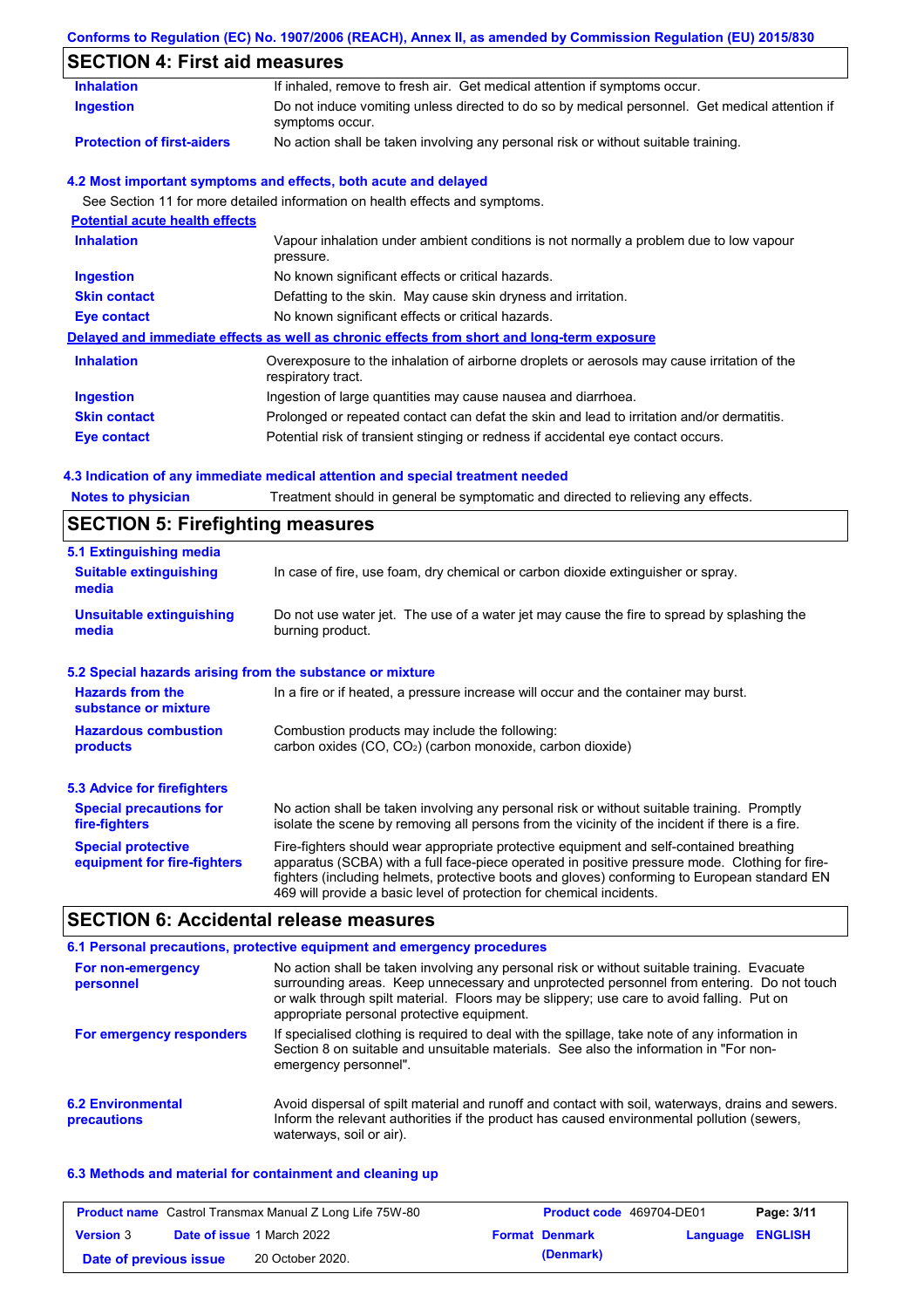## SECTION 4: First aid measures

| | |
|---|---|
| **Inhalation** | If inhaled, remove to fresh air. Get medical attention if symptoms occur. |
| **Ingestion** | Do not induce vomiting unless directed to do so by medical personnel. Get medical attention if symptoms occur. |
| **Protection of first-aiders** | No action shall be taken involving any personal risk or without suitable training. |

### 4.2 Most important symptoms and effects, both acute and delayed

See Section 11 for more detailed information on health effects and symptoms.

**Potential acute health effects**

| | |
|---|---|
| **Inhalation** | Vapour inhalation under ambient conditions is not normally a problem due to low vapour pressure. |
| **Ingestion** | No known significant effects or critical hazards. |
| **Skin contact** | Defatting to the skin. May cause skin dryness and irritation. |
| **Eye contact** | No known significant effects or critical hazards. |

**Delayed and immediate effects as well as chronic effects from short and long-term exposure**

| | |
|---|---|
| **Inhalation** | Overexposure to the inhalation of airborne droplets or aerosols may cause irritation of the respiratory tract. |
| **Ingestion** | Ingestion of large quantities may cause nausea and diarrhoea. |
| **Skin contact** | Prolonged or repeated contact can defat the skin and lead to irritation and/or dermatitis. |
| **Eye contact** | Potential risk of transient stinging or redness if accidental eye contact occurs. |

### 4.3 Indication of any immediate medical attention and special treatment needed

| | |
|---|---|
| **Notes to physician** | Treatment should in general be symptomatic and directed to relieving any effects. |

## SECTION 5: Firefighting measures

### 5.1 Extinguishing media

| | |
|---|---|
| **Suitable extinguishing media** | In case of fire, use foam, dry chemical or carbon dioxide extinguisher or spray. |
| **Unsuitable extinguishing media** | Do not use water jet. The use of a water jet may cause the fire to spread by splashing the burning product. |

### 5.2 Special hazards arising from the substance or mixture

| | |
|---|---|
| **Hazards from the substance or mixture** | In a fire or if heated, a pressure increase will occur and the container may burst. |
| **Hazardous combustion products** | Combustion products may include the following: carbon oxides ($CO$, $CO_2$) (carbon monoxide, carbon dioxide) |

### 5.3 Advice for firefighters

| | |
|---|---|
| **Special precautions for fire-fighters** | No action shall be taken involving any personal risk or without suitable training. Promptly isolate the scene by removing all persons from the vicinity of the incident if there is a fire. |
| **Special protective equipment for fire-fighters** | Fire-fighters should wear appropriate protective equipment and self-contained breathing apparatus (SCBA) with a full face-piece operated in positive pressure mode. Clothing for fire-fighters (including helmets, protective boots and gloves) conforming to European standard EN 469 will provide a basic level of protection for chemical incidents. |

## SECTION 6: Accidental release measures

### 6.1 Personal precautions, protective equipment and emergency procedures

| | |
|---|---|
| **For non-emergency personnel** | No action shall be taken involving any personal risk or without suitable training. Evacuate surrounding areas. Keep unnecessary and unprotected personnel from entering. Do not touch or walk through spilt material. Floors may be slippery; use care to avoid falling. Put on appropriate personal protective equipment. |
| **For emergency responders** | If specialised clothing is required to deal with the spillage, take note of any information in Section 8 on suitable and unsuitable materials. See also the information in "For non-emergency personnel". |

| | |
|---|---|
| **6.2 Environmental precautions** | Avoid dispersal of spilt material and runoff and contact with soil, waterways, drains and sewers. Inform the relevant authorities if the product has caused environmental pollution (sewers, waterways, soil or air). |

### 6.3 Methods and material for containment and cleaning up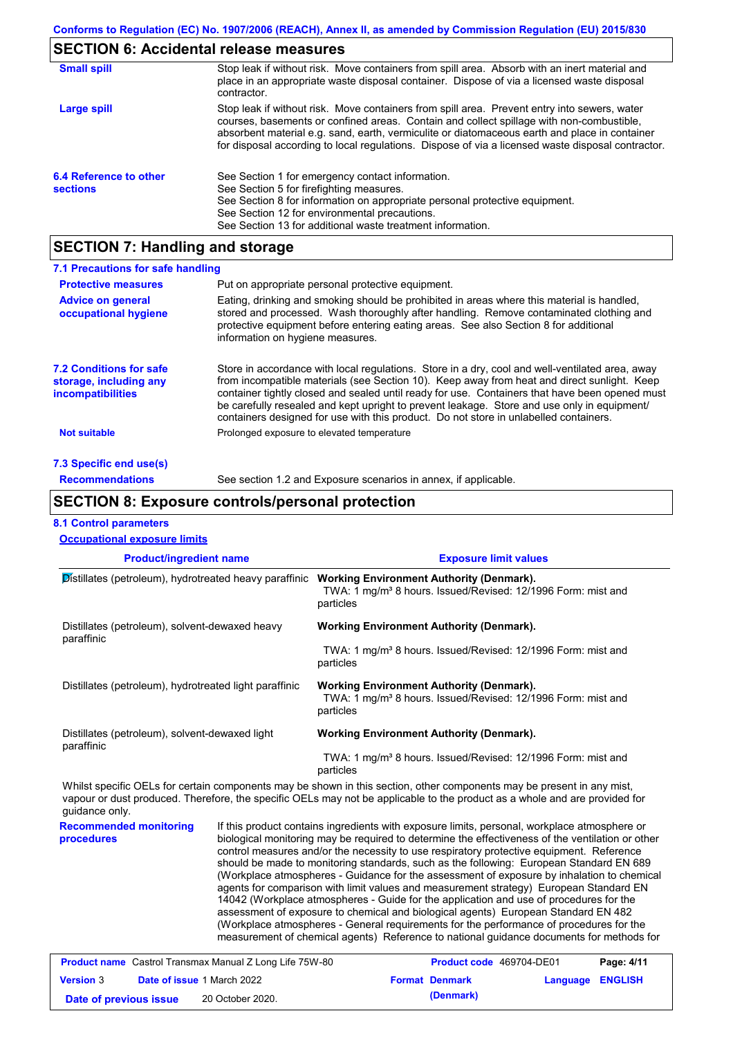Conforms to Regulation (EC) No. 1907/2006 (REACH), Annex II, as amended by Commission Regulation (EU) 2015/830

## SECTION 6: Accidental release measures

**Small spill**

Stop leak if without risk. Move containers from spill area. Absorb with an inert material and place in an appropriate waste disposal container. Dispose of via a licensed waste disposal contractor.

**Large spill**

Stop leak if without risk. Move containers from spill area. Prevent entry into sewers, water courses, basements or confined areas. Contain and collect spillage with non-combustible, absorbent material e.g. sand, earth, vermiculite or diatomaceous earth and place in container for disposal according to local regulations. Dispose of via a licensed waste disposal contractor.

**6.4 Reference to other sections**

See Section 1 for emergency contact information.
See Section 5 for firefighting measures.
See Section 8 for information on appropriate personal protective equipment.
See Section 12 for environmental precautions.
See Section 13 for additional waste treatment information.

## SECTION 7: Handling and storage

### 7.1 Precautions for safe handling

**Protective measures**

Put on appropriate personal protective equipment.

**Advice on general occupational hygiene**

Eating, drinking and smoking should be prohibited in areas where this material is handled, stored and processed. Wash thoroughly after handling. Remove contaminated clothing and protective equipment before entering eating areas. See also Section 8 for additional information on hygiene measures.

**7.2 Conditions for safe storage, including any incompatibilities**

Store in accordance with local regulations. Store in a dry, cool and well-ventilated area, away from incompatible materials (see Section 10). Keep away from heat and direct sunlight. Keep container tightly closed and sealed until ready for use. Containers that have been opened must be carefully resealed and kept upright to prevent leakage. Store and use only in equipment/ containers designed for use with this product. Do not store in unlabelled containers.

**Not suitable**

Prolonged exposure to elevated temperature

### 7.3 Specific end use(s)

**Recommendations**

See section 1.2 and Exposure scenarios in annex, if applicable.

## SECTION 8: Exposure controls/personal protection

### 8.1 Control parameters

**Occupational exposure limits**

| Product/ingredient name | Exposure limit values |
|---|---|
| Distillates (petroleum), hydrotreated heavy paraffinic | **Working Environment Authority (Denmark).** TWA: 1 mg/m³ 8 hours. Issued/Revised: 12/1996 Form: mist and particles |
| Distillates (petroleum), solvent-dewaxed heavy paraffinic | **Working Environment Authority (Denmark).** TWA: 1 mg/m³ 8 hours. Issued/Revised: 12/1996 Form: mist and particles |
| Distillates (petroleum), hydrotreated light paraffinic | **Working Environment Authority (Denmark).** TWA: 1 mg/m³ 8 hours. Issued/Revised: 12/1996 Form: mist and particles |
| Distillates (petroleum), solvent-dewaxed light paraffinic | **Working Environment Authority (Denmark).** TWA: 1 mg/m³ 8 hours. Issued/Revised: 12/1996 Form: mist and particles |

Whilst specific OELs for certain components may be shown in this section, other components may be present in any mist, vapour or dust produced. Therefore, the specific OELs may not be applicable to the product as a whole and are provided for guidance only.

**Recommended monitoring procedures**

If this product contains ingredients with exposure limits, personal, workplace atmosphere or biological monitoring may be required to determine the effectiveness of the ventilation or other control measures and/or the necessity to use respiratory protective equipment. Reference should be made to monitoring standards, such as the following: European Standard EN 689 (Workplace atmospheres - Guidance for the assessment of exposure by inhalation to chemical agents for comparison with limit values and measurement strategy) European Standard EN 14042 (Workplace atmospheres - Guide for the application and use of procedures for the assessment of exposure to chemical and biological agents) European Standard EN 482 (Workplace atmospheres - General requirements for the performance of procedures for the measurement of chemical agents) Reference to national guidance documents for methods for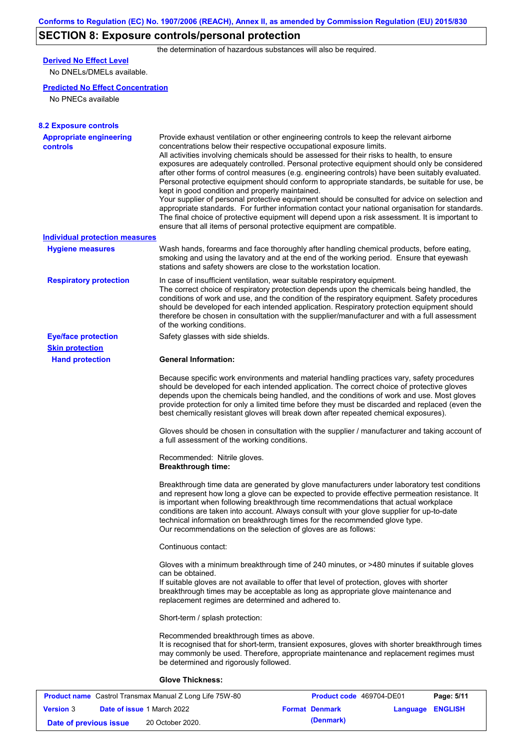## SECTION 8: Exposure controls/personal protection

the determination of hazardous substances will also be required.

**Derived No Effect Level**

No DNELs/DMELs available.

**Predicted No Effect Concentration**

No PNECs available

### 8.2 Exposure controls

**Appropriate engineering controls**

Provide exhaust ventilation or other engineering controls to keep the relevant airborne concentrations below their respective occupational exposure limits.
All activities involving chemicals should be assessed for their risks to health, to ensure exposures are adequately controlled. Personal protective equipment should only be considered after other forms of control measures (e.g. engineering controls) have been suitably evaluated. Personal protective equipment should conform to appropriate standards, be suitable for use, be kept in good condition and properly maintained.
Your supplier of personal protective equipment should be consulted for advice on selection and appropriate standards. For further information contact your national organisation for standards. The final choice of protective equipment will depend upon a risk assessment. It is important to ensure that all items of personal protective equipment are compatible.

**Individual protection measures**

**Hygiene measures**

Wash hands, forearms and face thoroughly after handling chemical products, before eating, smoking and using the lavatory and at the end of the working period. Ensure that eyewash stations and safety showers are close to the workstation location.

**Respiratory protection**

In case of insufficient ventilation, wear suitable respiratory equipment.
The correct choice of respiratory protection depends upon the chemicals being handled, the conditions of work and use, and the condition of the respiratory equipment. Safety procedures should be developed for each intended application. Respiratory protection equipment should therefore be chosen in consultation with the supplier/manufacturer and with a full assessment of the working conditions.

**Eye/face protection**

Safety glasses with side shields.

**Skin protection**

**Hand protection**

**General Information:**

Because specific work environments and material handling practices vary, safety procedures should be developed for each intended application. The correct choice of protective gloves depends upon the chemicals being handled, and the conditions of work and use. Most gloves provide protection for only a limited time before they must be discarded and replaced (even the best chemically resistant gloves will break down after repeated chemical exposures).

Gloves should be chosen in consultation with the supplier / manufacturer and taking account of a full assessment of the working conditions.

Recommended: Nitrile gloves.

**Breakthrough time:**

Breakthrough time data are generated by glove manufacturers under laboratory test conditions and represent how long a glove can be expected to provide effective permeation resistance. It is important when following breakthrough time recommendations that actual workplace conditions are taken into account. Always consult with your glove supplier for up-to-date technical information on breakthrough times for the recommended glove type.
Our recommendations on the selection of gloves are as follows:

Continuous contact:

Gloves with a minimum breakthrough time of 240 minutes, or >480 minutes if suitable gloves can be obtained.
If suitable gloves are not available to offer that level of protection, gloves with shorter breakthrough times may be acceptable as long as appropriate glove maintenance and replacement regimes are determined and adhered to.

Short-term / splash protection:

Recommended breakthrough times as above.
It is recognised that for short-term, transient exposures, gloves with shorter breakthrough times may commonly be used. Therefore, appropriate maintenance and replacement regimes must be determined and rigorously followed.

**Glove Thickness:**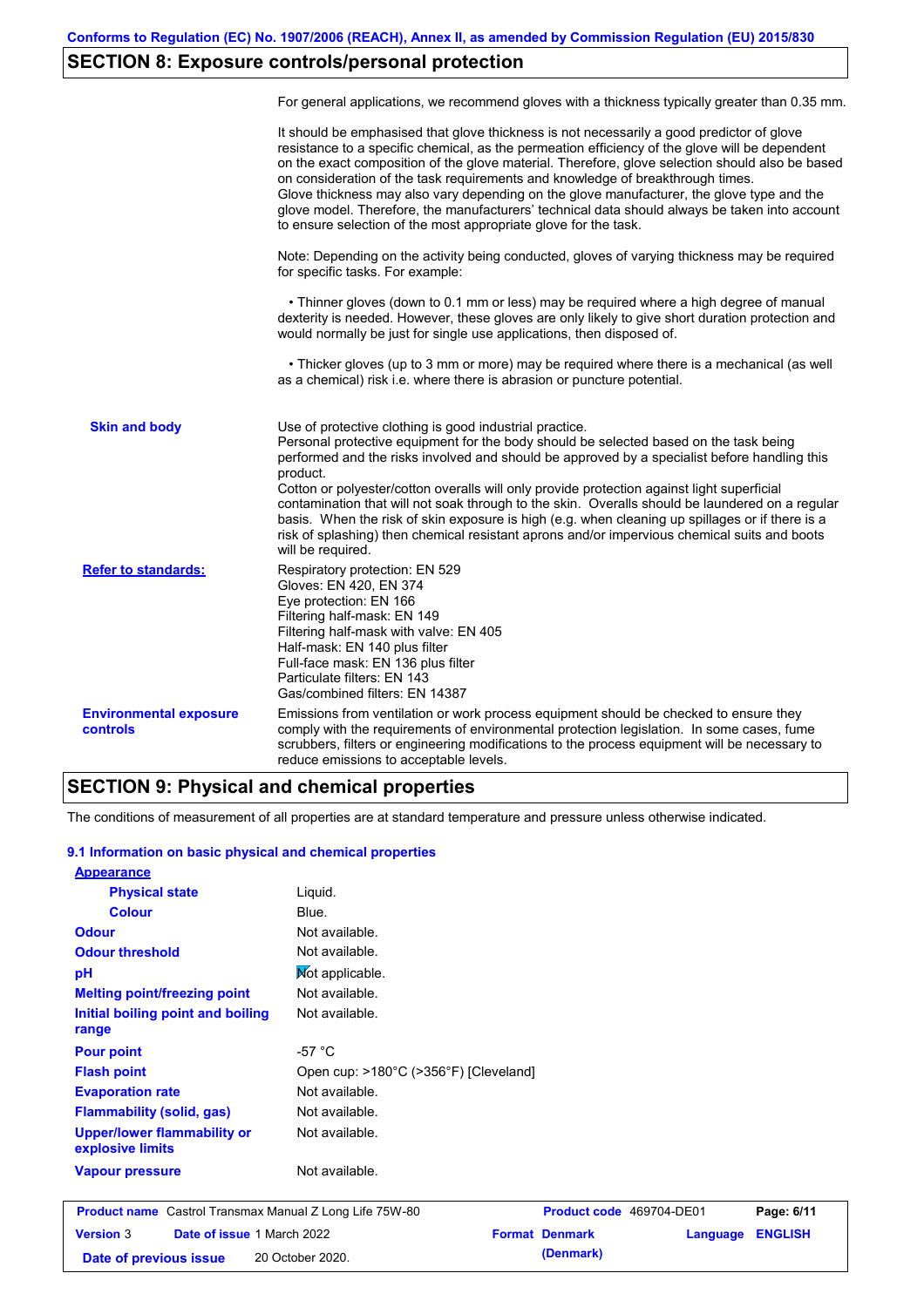## SECTION 8: Exposure controls/personal protection

For general applications, we recommend gloves with a thickness typically greater than 0.35 mm.

It should be emphasised that glove thickness is not necessarily a good predictor of glove resistance to a specific chemical, as the permeation efficiency of the glove will be dependent on the exact composition of the glove material. Therefore, glove selection should also be based on consideration of the task requirements and knowledge of breakthrough times.
Glove thickness may also vary depending on the glove manufacturer, the glove type and the glove model. Therefore, the manufacturers' technical data should always be taken into account to ensure selection of the most appropriate glove for the task.

Note: Depending on the activity being conducted, gloves of varying thickness may be required for specific tasks. For example:

• Thinner gloves (down to 0.1 mm or less) may be required where a high degree of manual dexterity is needed. However, these gloves are only likely to give short duration protection and would normally be just for single use applications, then disposed of.

• Thicker gloves (up to 3 mm or more) may be required where there is a mechanical (as well as a chemical) risk i.e. where there is abrasion or puncture potential.

**Skin and body**

Use of protective clothing is good industrial practice.
Personal protective equipment for the body should be selected based on the task being performed and the risks involved and should be approved by a specialist before handling this product.
Cotton or polyester/cotton overalls will only provide protection against light superficial contamination that will not soak through to the skin. Overalls should be laundered on a regular basis. When the risk of skin exposure is high (e.g. when cleaning up spillages or if there is a risk of splashing) then chemical resistant aprons and/or impervious chemical suits and boots will be required.

**Refer to standards:**

Respiratory protection: EN 529
Gloves: EN 420, EN 374
Eye protection: EN 166
Filtering half-mask: EN 149
Filtering half-mask with valve: EN 405
Half-mask: EN 140 plus filter
Full-face mask: EN 136 plus filter
Particulate filters: EN 143
Gas/combined filters: EN 14387

**Environmental exposure controls**

Emissions from ventilation or work process equipment should be checked to ensure they comply with the requirements of environmental protection legislation. In some cases, fume scrubbers, filters or engineering modifications to the process equipment will be necessary to reduce emissions to acceptable levels.

## SECTION 9: Physical and chemical properties

The conditions of measurement of all properties are at standard temperature and pressure unless otherwise indicated.

### 9.1 Information on basic physical and chemical properties

| Property | Value |
|---|---|
| **Appearance** | |
| **Physical state** | Liquid. |
| **Colour** | Blue. |
| **Odour** | Not available. |
| **Odour threshold** | Not available. |
| **pH** | Not applicable. |
| **Melting point/freezing point** | Not available. |
| **Initial boiling point and boiling range** | Not available. |
| **Pour point** | -57 °C |
| **Flash point** | Open cup: >180°C (>356°F) [Cleveland] |
| **Evaporation rate** | Not available. |
| **Flammability (solid, gas)** | Not available. |
| **Upper/lower flammability or explosive limits** | Not available. |
| **Vapour pressure** | Not available. |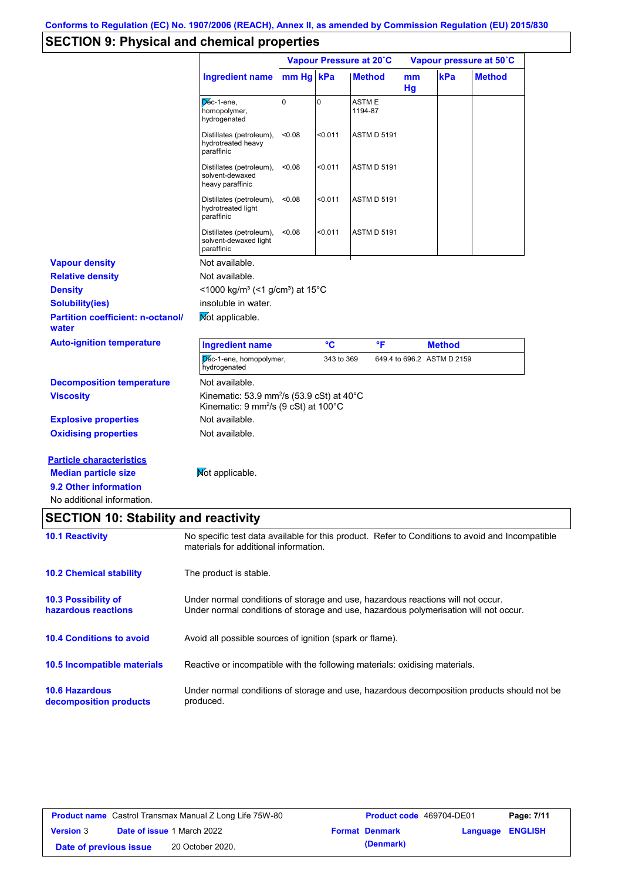Conforms to Regulation (EC) No. 1907/2006 (REACH), Annex II, as amended by Commission Regulation (EU) 2015/830

## SECTION 9: Physical and chemical properties

| Ingredient name | Vapour Pressure at 20˚C | | | Vapour pressure at 50˚C | | |
|---|---|---|---|---|---|---|
| | mm Hg | kPa | Method | mm Hg | kPa | Method |
| Dec-1-ene, homopolymer, hydrogenated | 0 | 0 | ASTM E 1194-87 | | | |
| Distillates (petroleum), hydrotreated heavy paraffinic | <0.08 | <0.011 | ASTM D 5191 | | | |
| Distillates (petroleum), solvent-dewaxed heavy paraffinic | <0.08 | <0.011 | ASTM D 5191 | | | |
| Distillates (petroleum), hydrotreated light paraffinic | <0.08 | <0.011 | ASTM D 5191 | | | |
| Distillates (petroleum), solvent-dewaxed light paraffinic | <0.08 | <0.011 | ASTM D 5191 | | | |

**Vapour density**: Not available.

**Relative density**: Not available.

**Density**: <1000 kg/m³ (<1 g/cm³) at 15°C

**Solubility(ies)**: insoluble in water.

**Partition coefficient: n-octanol/water**: Not applicable.

**Auto-ignition temperature**:

| Ingredient name | °C | °F | Method |
|---|---|---|---|
| Dec-1-ene, homopolymer, hydrogenated | 343 to 369 | 649.4 to 696.2 | ASTM D 2159 |

**Decomposition temperature**: Not available.

**Viscosity**: Kinematic: 53.9 mm$^2$/s (53.9 cSt) at 40°C
Kinematic: 9 mm$^2$/s (9 cSt) at 100°C

**Explosive properties**: Not available.

**Oxidising properties**: Not available.

**Particle characteristics**

**Median particle size**: Not applicable.

**9.2 Other information**

No additional information.

## SECTION 10: Stability and reactivity

**10.1 Reactivity**: No specific test data available for this product. Refer to Conditions to avoid and Incompatible materials for additional information.

**10.2 Chemical stability**: The product is stable.

**10.3 Possibility of hazardous reactions**: Under normal conditions of storage and use, hazardous reactions will not occur.
Under normal conditions of storage and use, hazardous polymerisation will not occur.

**10.4 Conditions to avoid**: Avoid all possible sources of ignition (spark or flame).

**10.5 Incompatible materials**: Reactive or incompatible with the following materials: oxidising materials.

**10.6 Hazardous decomposition products**: Under normal conditions of storage and use, hazardous decomposition products should not be produced.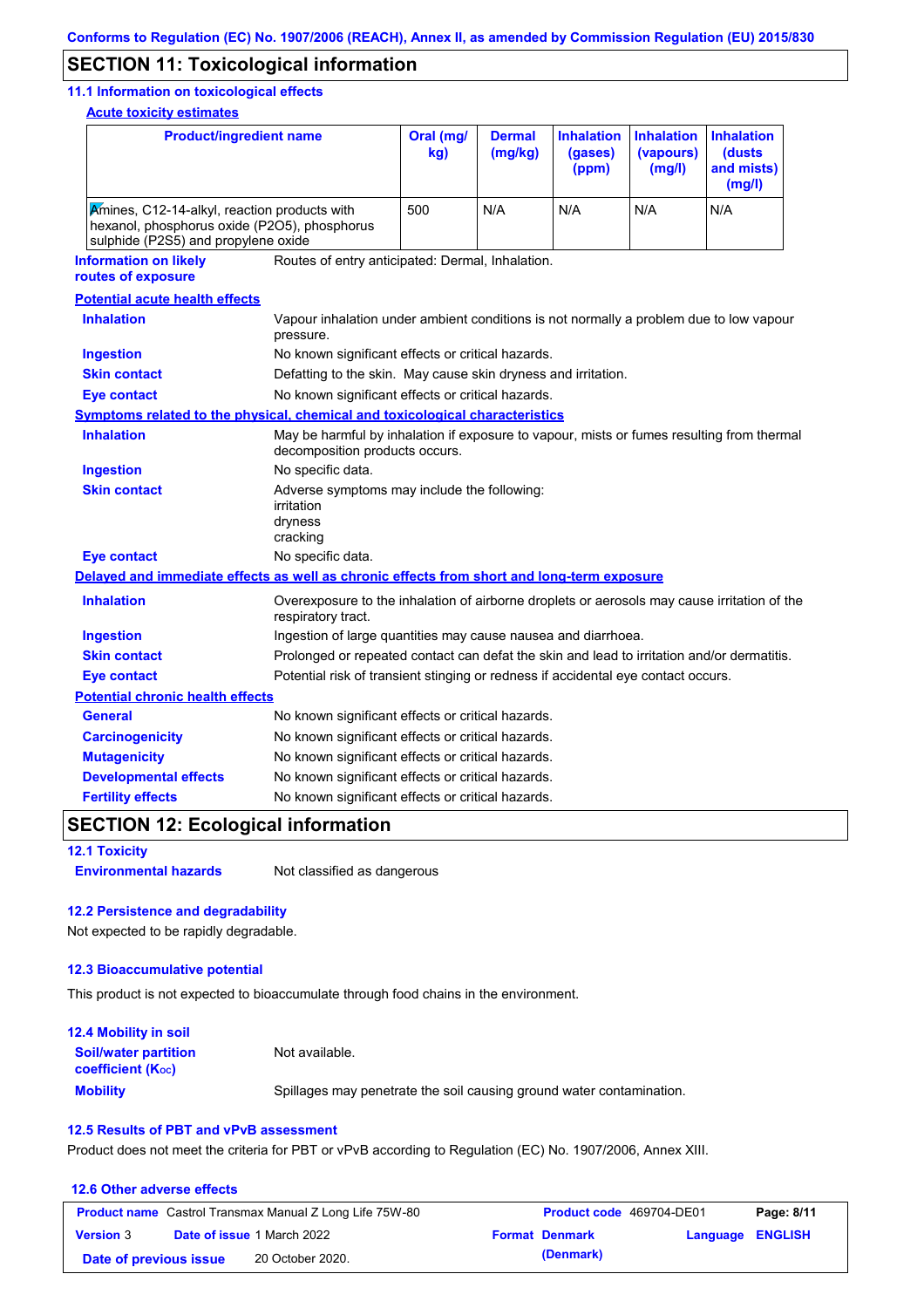## SECTION 11: Toxicological information

### 11.1 Information on toxicological effects

**Acute toxicity estimates**

| Product/ingredient name | Oral (mg/kg) | Dermal (mg/kg) | Inhalation (gases) (ppm) | Inhalation (vapours) (mg/l) | Inhalation (dusts and mists) (mg/l) |
|---|---|---|---|---|---|
| Amines, C12-14-alkyl, reaction products with hexanol, phosphorus oxide (P2O5), phosphorus sulphide (P2S5) and propylene oxide | 500 | N/A | N/A | N/A | N/A |

**Information on likely routes of exposure**: Routes of entry anticipated: Dermal, Inhalation.

**Potential acute health effects**

- **Inhalation**: Vapour inhalation under ambient conditions is not normally a problem due to low vapour pressure.
- **Ingestion**: No known significant effects or critical hazards.
- **Skin contact**: Defatting to the skin. May cause skin dryness and irritation.
- **Eye contact**: No known significant effects or critical hazards.

**Symptoms related to the physical, chemical and toxicological characteristics**

- **Inhalation**: May be harmful by inhalation if exposure to vapour, mists or fumes resulting from thermal decomposition products occurs.
- **Ingestion**: No specific data.
- **Skin contact**: Adverse symptoms may include the following:
  irritation
  dryness
  cracking
- **Eye contact**: No specific data.

**Delayed and immediate effects as well as chronic effects from short and long-term exposure**

- **Inhalation**: Overexposure to the inhalation of airborne droplets or aerosols may cause irritation of the respiratory tract.
- **Ingestion**: Ingestion of large quantities may cause nausea and diarrhoea.
- **Skin contact**: Prolonged or repeated contact can defat the skin and lead to irritation and/or dermatitis.
- **Eye contact**: Potential risk of transient stinging or redness if accidental eye contact occurs.

**Potential chronic health effects**

- **General**: No known significant effects or critical hazards.
- **Carcinogenicity**: No known significant effects or critical hazards.
- **Mutagenicity**: No known significant effects or critical hazards.
- **Developmental effects**: No known significant effects or critical hazards.
- **Fertility effects**: No known significant effects or critical hazards.

## SECTION 12: Ecological information

### 12.1 Toxicity

**Environmental hazards**: Not classified as dangerous

### 12.2 Persistence and degradability

Not expected to be rapidly degradable.

### 12.3 Bioaccumulative potential

This product is not expected to bioaccumulate through food chains in the environment.

### 12.4 Mobility in soil

**Soil/water partition coefficient ($K_{OC}$)**: Not available.

**Mobility**: Spillages may penetrate the soil causing ground water contamination.

### 12.5 Results of PBT and vPvB assessment

Product does not meet the criteria for PBT or vPvB according to Regulation (EC) No. 1907/2006, Annex XIII.

### 12.6 Other adverse effects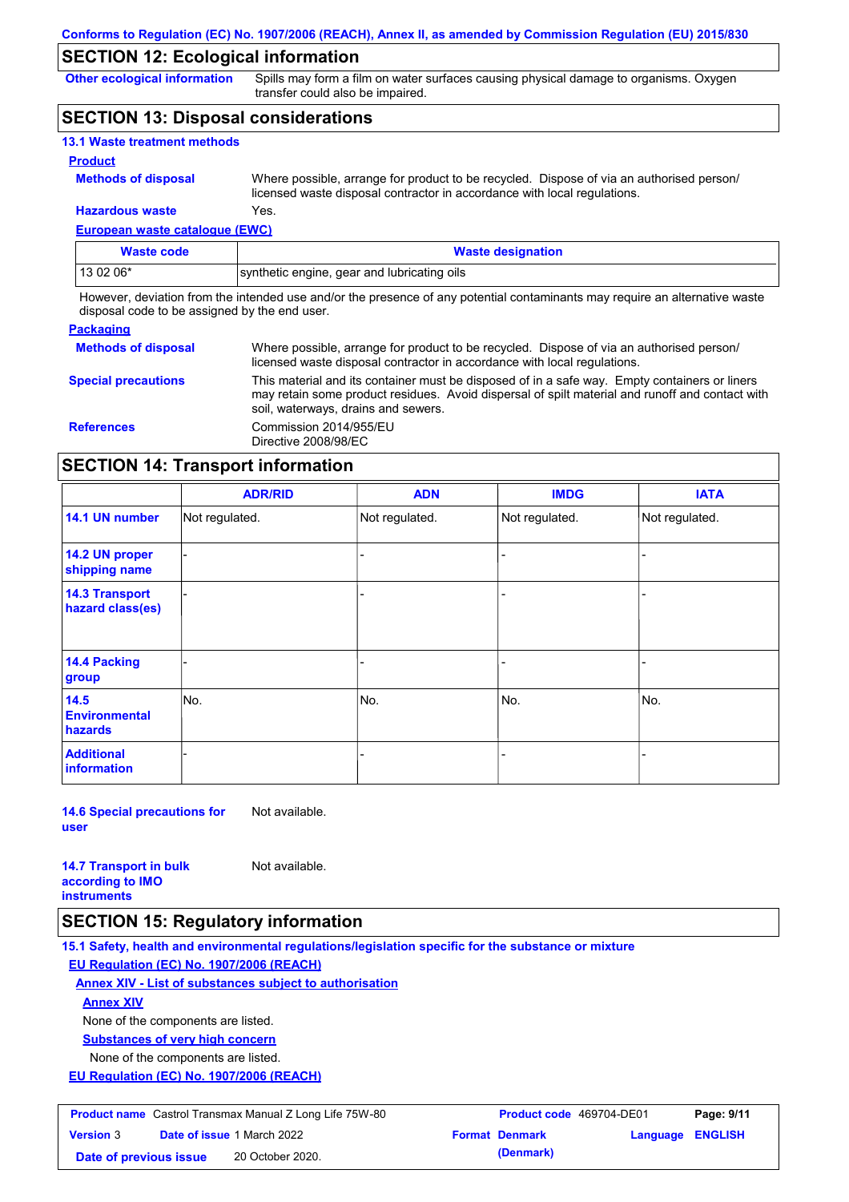## SECTION 12: Ecological information

**Other ecological information**: Spills may form a film on water surfaces causing physical damage to organisms. Oxygen transfer could also be impaired.

## SECTION 13: Disposal considerations

### 13.1 Waste treatment methods

**Product**

**Methods of disposal**: Where possible, arrange for product to be recycled. Dispose of via an authorised person/ licensed waste disposal contractor in accordance with local regulations.

**Hazardous waste**: Yes.

**European waste catalogue (EWC)**

| Waste code | Waste designation |
|---|---|
| 13 02 06* | synthetic engine, gear and lubricating oils |

However, deviation from the intended use and/or the presence of any potential contaminants may require an alternative waste disposal code to be assigned by the end user.

**Packaging**

**Methods of disposal**: Where possible, arrange for product to be recycled. Dispose of via an authorised person/ licensed waste disposal contractor in accordance with local regulations.

**Special precautions**: This material and its container must be disposed of in a safe way. Empty containers or liners may retain some product residues. Avoid dispersal of spilt material and runoff and contact with soil, waterways, drains and sewers.

**References**: Commission 2014/955/EU
Directive 2008/98/EC

## SECTION 14: Transport information

| | ADR/RID | ADN | IMDG | IATA |
|---|---|---|---|---|
| **14.1 UN number** | Not regulated. | Not regulated. | Not regulated. | Not regulated. |
| **14.2 UN proper shipping name** | - | - | - | - |
| **14.3 Transport hazard class(es)** | - | - | - | - |
| **14.4 Packing group** | - | - | - | - |
| **14.5 Environmental hazards** | No. | No. | No. | No. |
| **Additional information** | - | - | - | - |

**14.6 Special precautions for user**: Not available.

**14.7 Transport in bulk according to IMO instruments**: Not available.

## SECTION 15: Regulatory information

### 15.1 Safety, health and environmental regulations/legislation specific for the substance or mixture

**EU Regulation (EC) No. 1907/2006 (REACH)**

**Annex XIV - List of substances subject to authorisation**

**Annex XIV**

None of the components are listed.

**Substances of very high concern**

None of the components are listed.

**EU Regulation (EC) No. 1907/2006 (REACH)**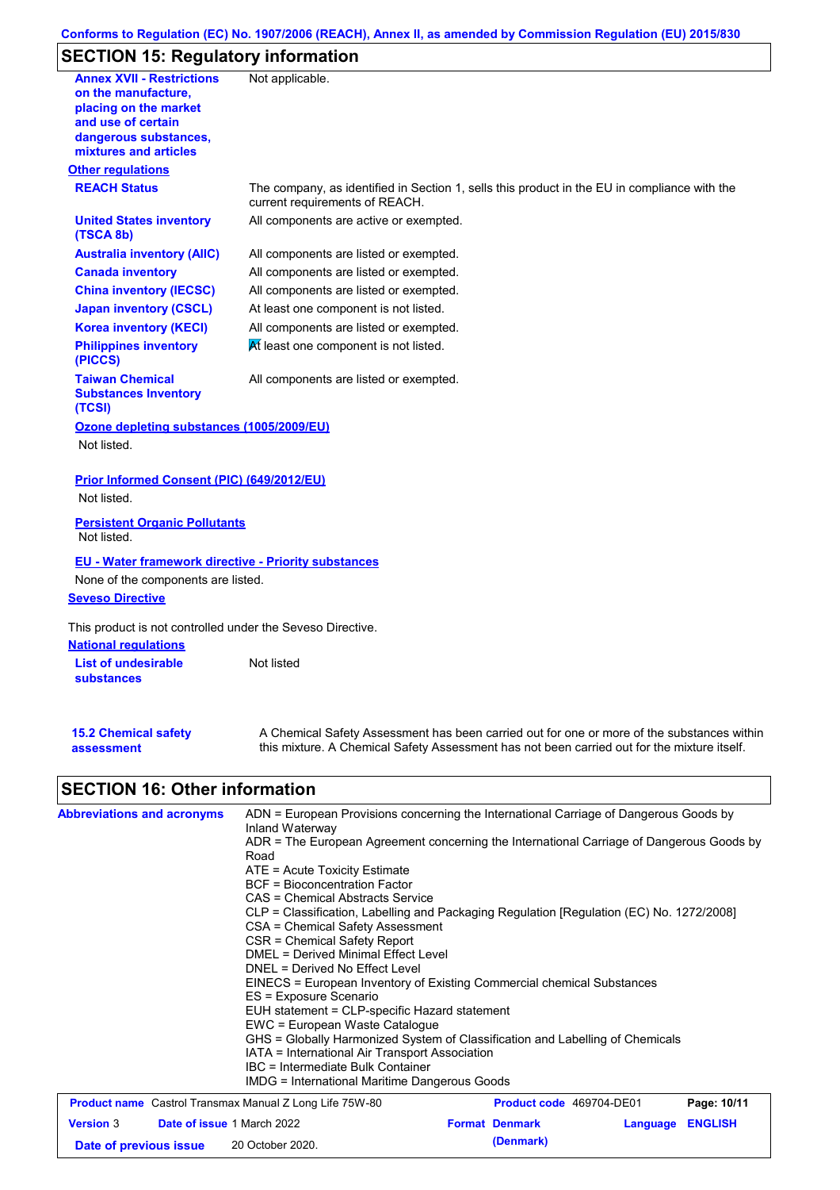## SECTION 15: Regulatory information

| | |
|---|---|
| **Annex XVII - Restrictions on the manufacture, placing on the market and use of certain dangerous substances, mixtures and articles** | Not applicable. |

**Other regulations**

| | |
|---|---|
| **REACH Status** | The company, as identified in Section 1, sells this product in the EU in compliance with the current requirements of REACH. |
| **United States inventory (TSCA 8b)** | All components are active or exempted. |
| **Australia inventory (AIIC)** | All components are listed or exempted. |
| **Canada inventory** | All components are listed or exempted. |
| **China inventory (IECSC)** | All components are listed or exempted. |
| **Japan inventory (CSCL)** | At least one component is not listed. |
| **Korea inventory (KECI)** | All components are listed or exempted. |
| **Philippines inventory (PICCS)** | At least one component is not listed. |
| **Taiwan Chemical Substances Inventory (TCSI)** | All components are listed or exempted. |

**Ozone depleting substances (1005/2009/EU)**

Not listed.

**Prior Informed Consent (PIC) (649/2012/EU)**

Not listed.

**Persistent Organic Pollutants**

Not listed.

**EU - Water framework directive - Priority substances**

None of the components are listed.

**Seveso Directive**

This product is not controlled under the Seveso Directive.

**National regulations**

| | |
|---|---|
| **List of undesirable substances** | Not listed |

| | |
|---|---|
| **15.2 Chemical safety assessment** | A Chemical Safety Assessment has been carried out for one or more of the substances within this mixture. A Chemical Safety Assessment has not been carried out for the mixture itself. |

## SECTION 16: Other information

**Abbreviations and acronyms**

ADN = European Provisions concerning the International Carriage of Dangerous Goods by Inland Waterway
ADR = The European Agreement concerning the International Carriage of Dangerous Goods by Road
ATE = Acute Toxicity Estimate
BCF = Bioconcentration Factor
CAS = Chemical Abstracts Service
CLP = Classification, Labelling and Packaging Regulation [Regulation (EC) No. 1272/2008]
CSA = Chemical Safety Assessment
CSR = Chemical Safety Report
DMEL = Derived Minimal Effect Level
DNEL = Derived No Effect Level
EINECS = European Inventory of Existing Commercial chemical Substances
ES = Exposure Scenario
EUH statement = CLP-specific Hazard statement
EWC = European Waste Catalogue
GHS = Globally Harmonized System of Classification and Labelling of Chemicals
IATA = International Air Transport Association
IBC = Intermediate Bulk Container
IMDG = International Maritime Dangerous Goods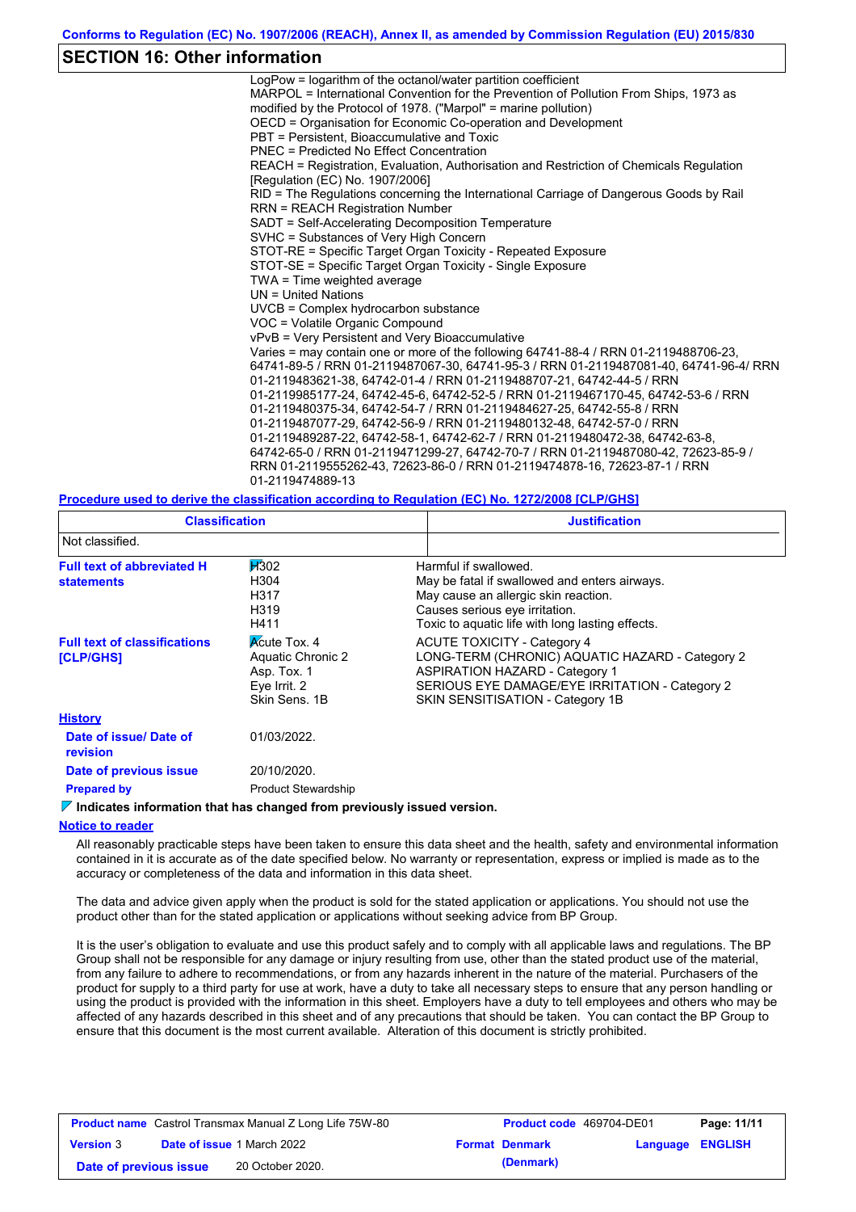Conforms to Regulation (EC) No. 1907/2006 (REACH), Annex II, as amended by Commission Regulation (EU) 2015/830

## SECTION 16: Other information

LogPow = logarithm of the octanol/water partition coefficient
MARPOL = International Convention for the Prevention of Pollution From Ships, 1973 as modified by the Protocol of 1978. ("Marpol" = marine pollution)
OECD = Organisation for Economic Co-operation and Development
PBT = Persistent, Bioaccumulative and Toxic
PNEC = Predicted No Effect Concentration
REACH = Registration, Evaluation, Authorisation and Restriction of Chemicals Regulation [Regulation (EC) No. 1907/2006]
RID = The Regulations concerning the International Carriage of Dangerous Goods by Rail
RRN = REACH Registration Number
SADT = Self-Accelerating Decomposition Temperature
SVHC = Substances of Very High Concern
STOT-RE = Specific Target Organ Toxicity - Repeated Exposure
STOT-SE = Specific Target Organ Toxicity - Single Exposure
TWA = Time weighted average
UN = United Nations
UVCB = Complex hydrocarbon substance
VOC = Volatile Organic Compound
vPvB = Very Persistent and Very Bioaccumulative
Varies = may contain one or more of the following 64741-88-4 / RRN 01-2119488706-23, 64741-89-5 / RRN 01-2119487067-30, 64741-95-3 / RRN 01-2119487081-40, 64741-96-4/ RRN 01-2119483621-38, 64742-01-4 / RRN 01-2119488707-21, 64742-44-5 / RRN 01-2119985177-24, 64742-45-6, 64742-52-5 / RRN 01-2119467170-45, 64742-53-6 / RRN 01-2119480375-34, 64742-54-7 / RRN 01-2119484627-25, 64742-55-8 / RRN 01-2119487077-29, 64742-56-9 / RRN 01-2119480132-48, 64742-57-0 / RRN 01-2119489287-22, 64742-58-1, 64742-62-7 / RRN 01-2119480472-38, 64742-63-8, 64742-65-0 / RRN 01-2119471299-27, 64742-70-7 / RRN 01-2119487080-42, 72623-85-9 / RRN 01-2119555262-43, 72623-86-0 / RRN 01-2119474878-16, 72623-87-1 / RRN 01-2119474889-13

**Procedure used to derive the classification according to Regulation (EC) No. 1272/2008 [CLP/GHS]**

| Classification | Justification |
|---|---|
| Not classified. | |

**Full text of abbreviated H statements**

| | |
|---|---|
| H302 | Harmful if swallowed. |
| H304 | May be fatal if swallowed and enters airways. |
| H317 | May cause an allergic skin reaction. |
| H319 | Causes serious eye irritation. |
| H411 | Toxic to aquatic life with long lasting effects. |

**Full text of classifications [CLP/GHS]**

| | |
|---|---|
| Acute Tox. 4 | ACUTE TOXICITY - Category 4 |
| Aquatic Chronic 2 | LONG-TERM (CHRONIC) AQUATIC HAZARD - Category 2 |
| Asp. Tox. 1 | ASPIRATION HAZARD - Category 1 |
| Eye Irrit. 2 | SERIOUS EYE DAMAGE/EYE IRRITATION - Category 2 |
| Skin Sens. 1B | SKIN SENSITISATION - Category 1B |

**History**

**Date of issue/ Date of revision** 01/03/2022.

**Date of previous issue** 20/10/2020.

**Prepared by** Product Stewardship

**Indicates information that has changed from previously issued version.**

**Notice to reader**

All reasonably practicable steps have been taken to ensure this data sheet and the health, safety and environmental information contained in it is accurate as of the date specified below. No warranty or representation, express or implied is made as to the accuracy or completeness of the data and information in this data sheet.

The data and advice given apply when the product is sold for the stated application or applications. You should not use the product other than for the stated application or applications without seeking advice from BP Group.

It is the user's obligation to evaluate and use this product safely and to comply with all applicable laws and regulations. The BP Group shall not be responsible for any damage or injury resulting from use, other than the stated product use of the material, from any failure to adhere to recommendations, or from any hazards inherent in the nature of the material. Purchasers of the product for supply to a third party for use at work, have a duty to take all necessary steps to ensure that any person handling or using the product is provided with the information in this sheet. Employers have a duty to tell employees and others who may be affected of any hazards described in this sheet and of any precautions that should be taken. You can contact the BP Group to ensure that this document is the most current available. Alteration of this document is strictly prohibited.